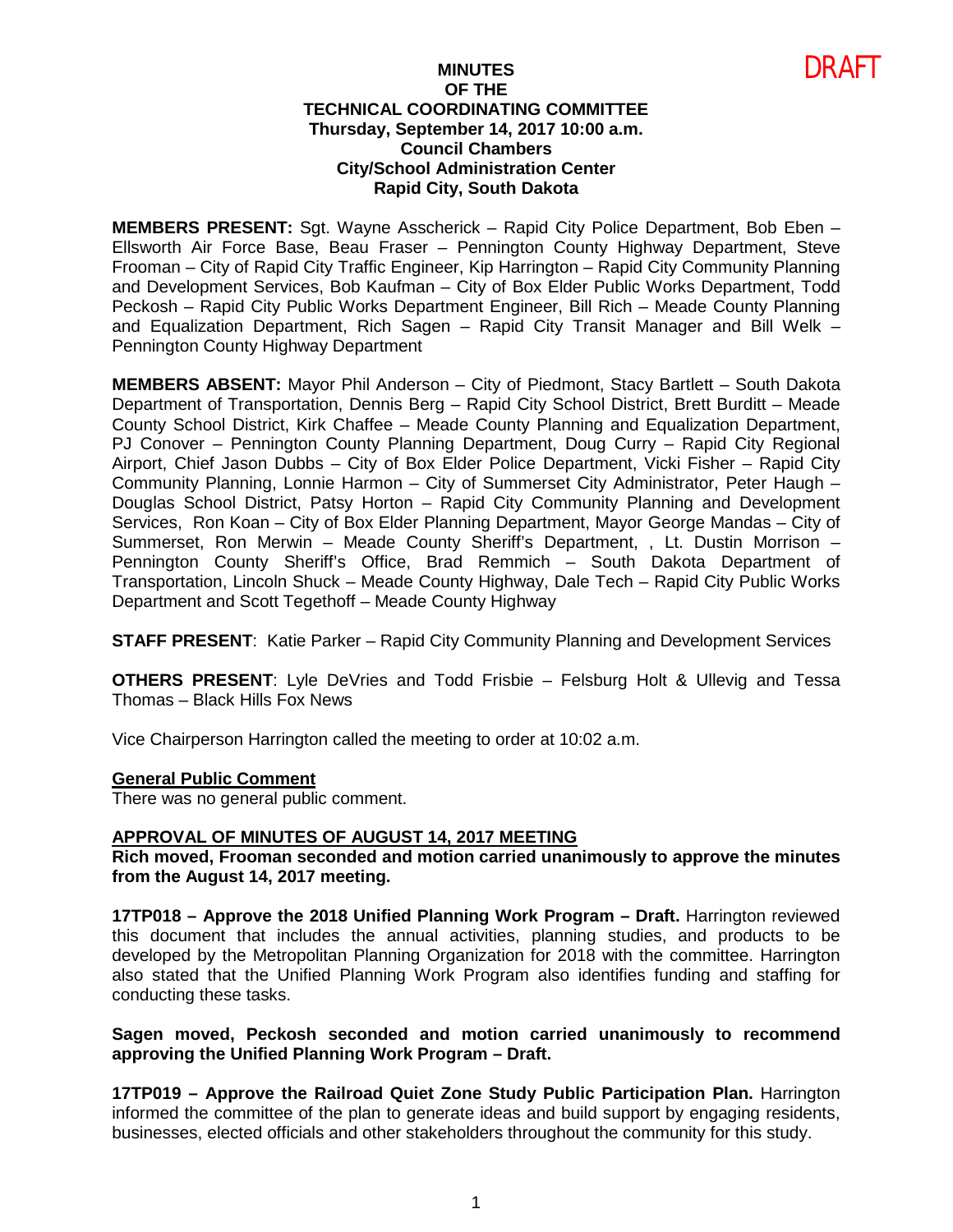DRAFT

**MINUTES**
**OF THE**
**TECHNICAL COORDINATING COMMITTEE**
**Thursday, September 14, 2017 10:00 a.m.**
**Council Chambers**
**City/School Administration Center**
**Rapid City, South Dakota**

**MEMBERS PRESENT:** Sgt. Wayne Asscherick – Rapid City Police Department, Bob Eben – Ellsworth Air Force Base, Beau Fraser – Pennington County Highway Department, Steve Frooman – City of Rapid City Traffic Engineer, Kip Harrington – Rapid City Community Planning and Development Services, Bob Kaufman – City of Box Elder Public Works Department, Todd Peckosh – Rapid City Public Works Department Engineer, Bill Rich – Meade County Planning and Equalization Department, Rich Sagen – Rapid City Transit Manager and Bill Welk – Pennington County Highway Department

**MEMBERS ABSENT:** Mayor Phil Anderson – City of Piedmont, Stacy Bartlett – South Dakota Department of Transportation, Dennis Berg – Rapid City School District, Brett Burditt – Meade County School District, Kirk Chaffee – Meade County Planning and Equalization Department, PJ Conover – Pennington County Planning Department, Doug Curry – Rapid City Regional Airport, Chief Jason Dubbs – City of Box Elder Police Department, Vicki Fisher – Rapid City Community Planning, Lonnie Harmon – City of Summerset City Administrator, Peter Haugh – Douglas School District, Patsy Horton – Rapid City Community Planning and Development Services, Ron Koan – City of Box Elder Planning Department, Mayor George Mandas – City of Summerset, Ron Merwin – Meade County Sheriff's Department, , Lt. Dustin Morrison – Pennington County Sheriff's Office, Brad Remmich – South Dakota Department of Transportation, Lincoln Shuck – Meade County Highway, Dale Tech – Rapid City Public Works Department and Scott Tegethoff – Meade County Highway

**STAFF PRESENT**: Katie Parker – Rapid City Community Planning and Development Services

**OTHERS PRESENT**: Lyle DeVries and Todd Frisbie – Felsburg Holt & Ullevig and Tessa Thomas – Black Hills Fox News

Vice Chairperson Harrington called the meeting to order at 10:02 a.m.

**General Public Comment**

There was no general public comment.

**APPROVAL OF MINUTES OF AUGUST 14, 2017 MEETING**

**Rich moved, Frooman seconded and motion carried unanimously to approve the minutes from the August 14, 2017 meeting.**

**17TP018 – Approve the 2018 Unified Planning Work Program – Draft.** Harrington reviewed this document that includes the annual activities, planning studies, and products to be developed by the Metropolitan Planning Organization for 2018 with the committee. Harrington also stated that the Unified Planning Work Program also identifies funding and staffing for conducting these tasks.

**Sagen moved, Peckosh seconded and motion carried unanimously to recommend approving the Unified Planning Work Program – Draft.**

**17TP019 – Approve the Railroad Quiet Zone Study Public Participation Plan.** Harrington informed the committee of the plan to generate ideas and build support by engaging residents, businesses, elected officials and other stakeholders throughout the community for this study.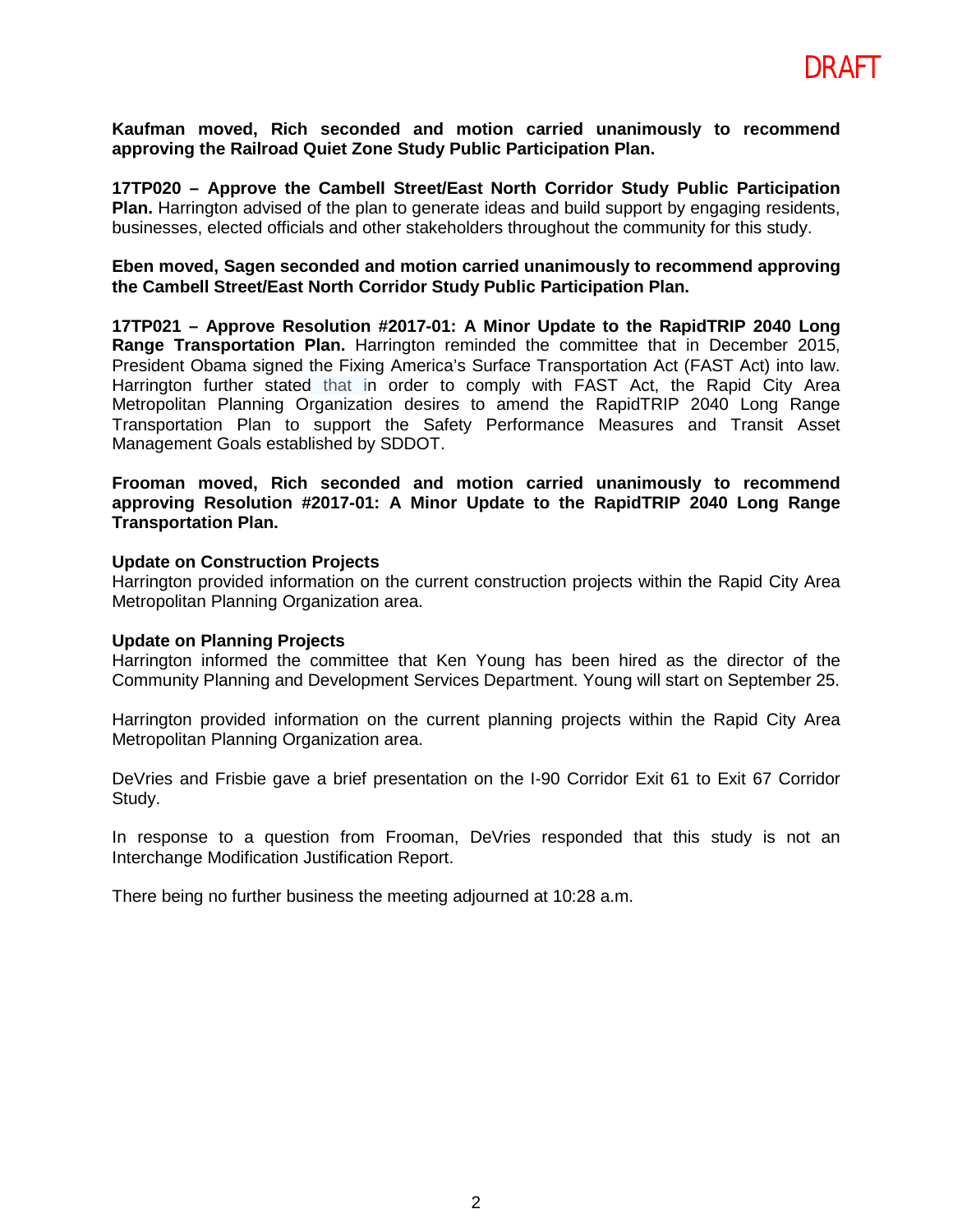DRAFT

**Kaufman moved, Rich seconded and motion carried unanimously to recommend approving the Railroad Quiet Zone Study Public Participation Plan.**

**17TP020 – Approve the Cambell Street/East North Corridor Study Public Participation Plan.** Harrington advised of the plan to generate ideas and build support by engaging residents, businesses, elected officials and other stakeholders throughout the community for this study.

**Eben moved, Sagen seconded and motion carried unanimously to recommend approving the Cambell Street/East North Corridor Study Public Participation Plan.**

**17TP021 – Approve Resolution #2017-01: A Minor Update to the RapidTRIP 2040 Long Range Transportation Plan.** Harrington reminded the committee that in December 2015, President Obama signed the Fixing America's Surface Transportation Act (FAST Act) into law. Harrington further stated that in order to comply with FAST Act, the Rapid City Area Metropolitan Planning Organization desires to amend the RapidTRIP 2040 Long Range Transportation Plan to support the Safety Performance Measures and Transit Asset Management Goals established by SDDOT.

**Frooman moved, Rich seconded and motion carried unanimously to recommend approving Resolution #2017-01: A Minor Update to the RapidTRIP 2040 Long Range Transportation Plan.**

**Update on Construction Projects**
Harrington provided information on the current construction projects within the Rapid City Area Metropolitan Planning Organization area.

**Update on Planning Projects**
Harrington informed the committee that Ken Young has been hired as the director of the Community Planning and Development Services Department. Young will start on September 25.

Harrington provided information on the current planning projects within the Rapid City Area Metropolitan Planning Organization area.

DeVries and Frisbie gave a brief presentation on the I-90 Corridor Exit 61 to Exit 67 Corridor Study.

In response to a question from Frooman, DeVries responded that this study is not an Interchange Modification Justification Report.

There being no further business the meeting adjourned at 10:28 a.m.